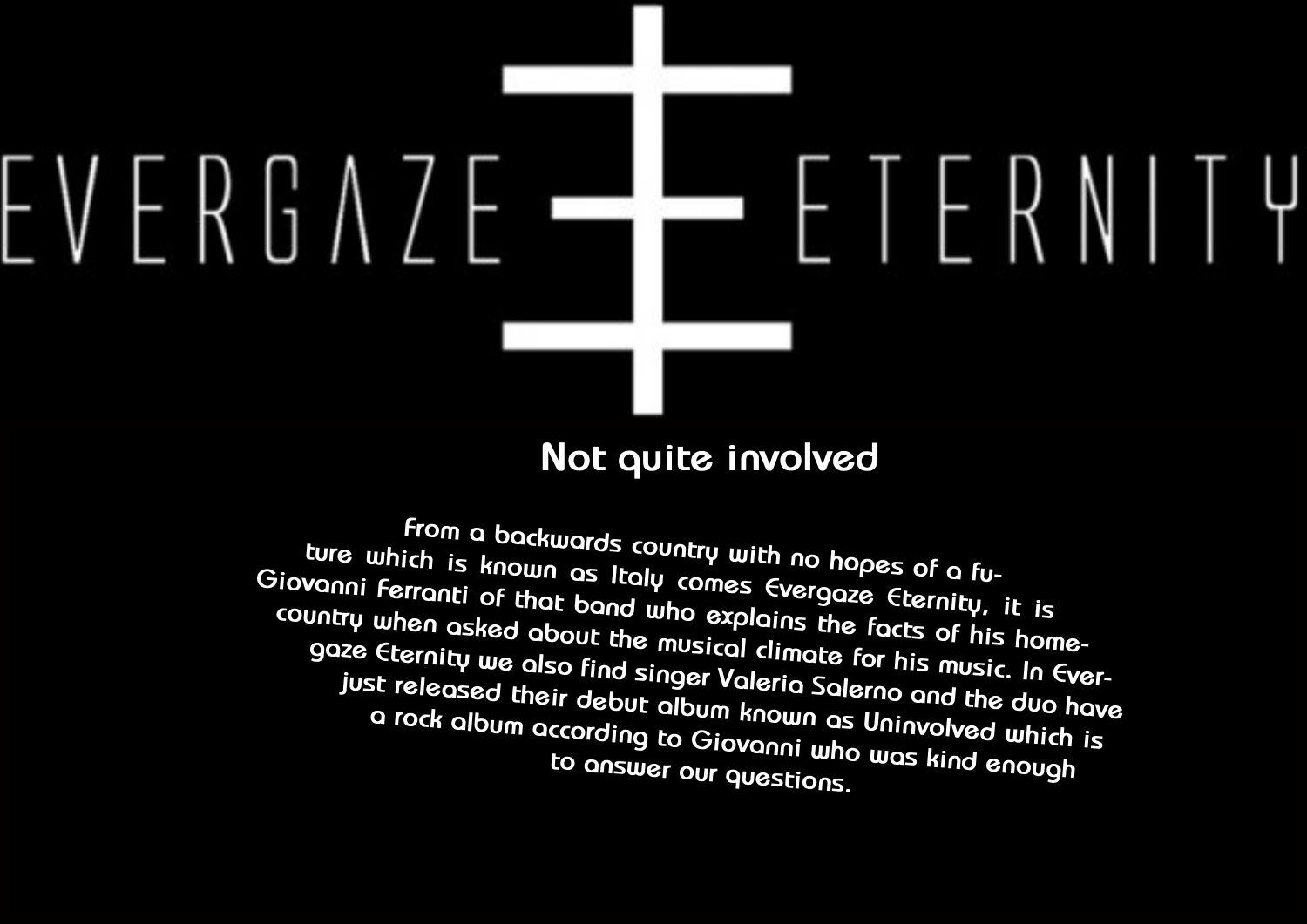# EVERGAZE ETERNITY

## Not quite involved

From a backwards country with no hopes of a future which is known as Italy comes Evergaze Eternity, it is Giovanni Ferranti of that band who explains the facts of his homecountry when asked about the musical climate for his music. In Evergaze Eternity we also find singer Valeria Salerno and the duo have just released their debut album known as Uninvolved which is a rock album according to Giovanni who was kind enough to answer our questions.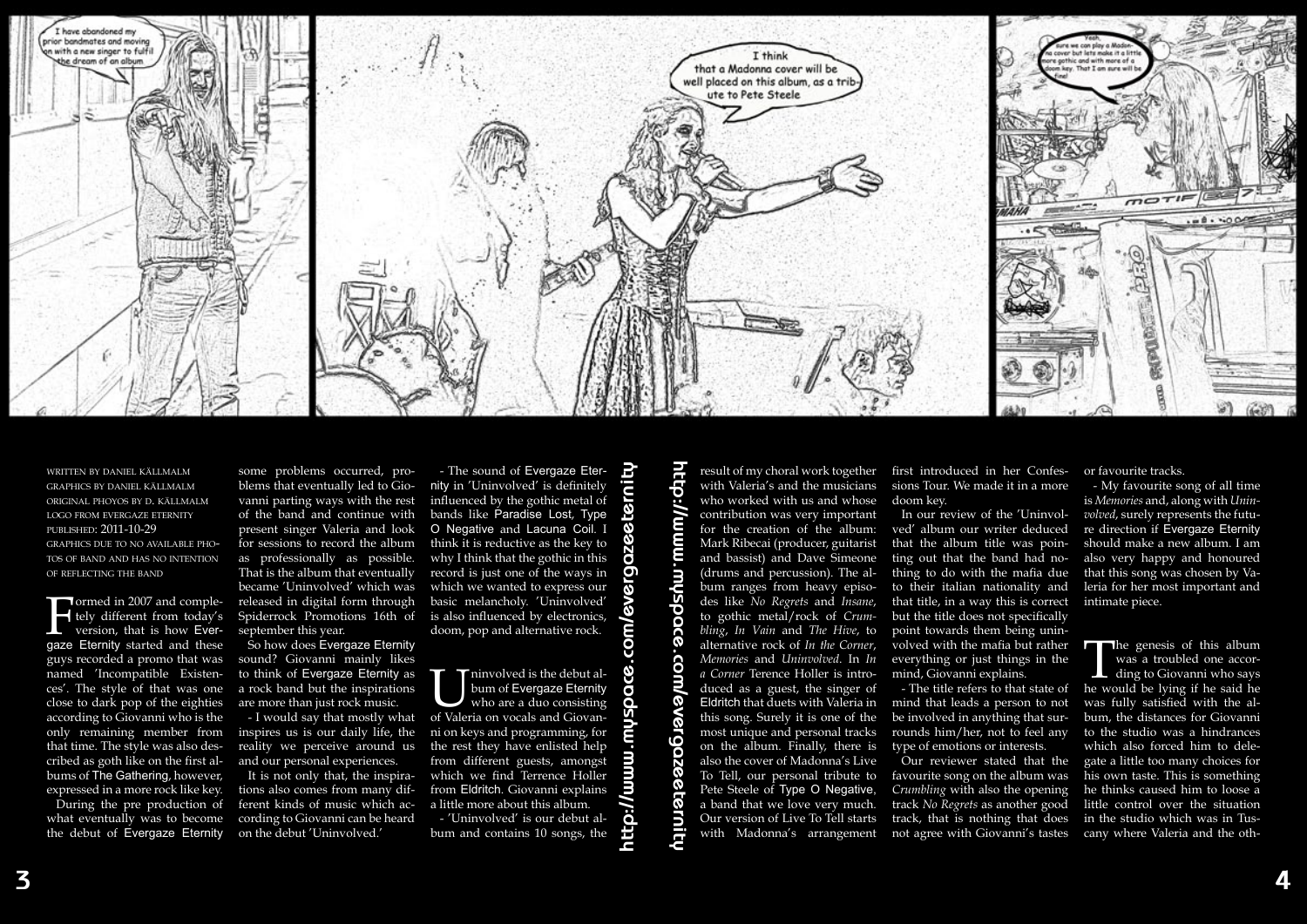WRITTEN BY DANIEL KÄLLMALM
GRAPHICS BY DANIEL KÄLLMALM
ORIGINAL PHOYOS BY D. KÄLLMALM
LOGO FROM EVERGAZE ETERNITY
PUBLISHED: 2011-10-29
GRAPHICS DUE TO NO AVAILABLE PHOTOS OF BAND AND HAS NO INTENTION OF REFLECTING THE BAND

Formed in 2007 and completely different from today's version, that is how Evergaze Eternity started and these guys recorded a promo that was named 'Incompatible Existences'. The style of that was one close to dark pop of the eighties according to Giovanni who is the only remaining member from that time. The style was also described as goth like on the first albums of The Gathering, however, expressed in a more rock like key.

During the pre production of what eventually was to become the debut of Evergaze Eternity some problems occurred, problems that eventually led to Giovanni parting ways with the rest of the band and continue with present singer Valeria and look for sessions to record the album as professionally as possible. That is the album that eventually became 'Uninvolved' which was released in digital form through Spiderrock Promotions 16th of september this year.

So how does Evergaze Eternity sound? Giovanni mainly likes to think of Evergaze Eternity as a rock band but the inspirations are more than just rock music.

- I would say that mostly what inspires us is our daily life, the reality we perceive around us and our personal experiences.

It is not only that, the inspirations also comes from many different kinds of music which according to Giovanni can be heard on the debut 'Uninvolved.'

- The sound of Evergaze Eternity in 'Uninvolved' is definitely influenced by the gothic metal of bands like Paradise Lost, Type O Negative and Lacuna Coil. I think it is reductive as the key to why I think that the gothic in this record is just one of the ways in which we wanted to express our basic melancholy. 'Uninvolved' is also influenced by electronics, doom, pop and alternative rock.

http://www.myspace.com/evergazeeternity

Uninvolved is the debut album of Evergaze Eternity who are a duo consisting of Valeria on vocals and Giovanni on keys and programming, for the rest they have enlisted help from different guests, amongst which we find Terrence Holler from Eldritch. Giovanni explains a little more about this album.

- 'Uninvolved' is our debut album and contains 10 songs, the result of my choral work together with Valeria's and the musicians who worked with us and whose contribution was very important for the creation of the album: Mark Ribecai (producer, guitarist and bassist) and Dave Simeone (drums and percussion). The album ranges from heavy episodes like *No Regrets* and *Insane*, to gothic metal/rock of *Crumbling*, *In Vain* and *The Hive*, to alternative rock of *In the Corner*, *Memories* and *Uninvolved*. In *In a Corner* Terence Holler is introduced as a guest, the singer of Eldritch that duets with Valeria in this song. Surely it is one of the most unique and personal tracks on the album. Finally, there is also the cover of Madonna's Live To Tell, our personal tribute to Pete Steele of Type O Negative, a band that we love very much. Our version of Live To Tell starts with Madonna's arrangement first introduced in her Confessions Tour. We made it in a more doom key.

In our review of the 'Uninvolved' album our writer deduced that the album title was pointing out that the band had nothing to do with the mafia due to their italian nationality and that title, in a way this is correct but the title does not specifically point towards them being uninvolved with the mafia but rather everything or just things in the mind, Giovanni explains.

- The title refers to that state of mind that leads a person to not be involved in anything that surrounds him/her, not to feel any type of emotions or interests.

Our reviewer stated that the favourite song on the album was *Crumbling* with also the opening track *No Regrets* as another good track, that is nothing that does not agree with Giovanni's tastes or favourite tracks.

- My favourite song of all time is *Memories* and, along with *Uninvolved*, surely represents the future direction if Evergaze Eternity should make a new album. I am also very happy and honoured that this song was chosen by Valeria for her most important and intimate piece.

The genesis of this album was a troubled one according to Giovanni who says he would be lying if he said he was fully satisfied with the album, the distances for Giovanni to the studio was a hindrances which also forced him to delegate a little too many choices for his own taste. This is something he thinks caused him to loose a little control over the situation in the studio which was in Tuscany where Valeria and the oth-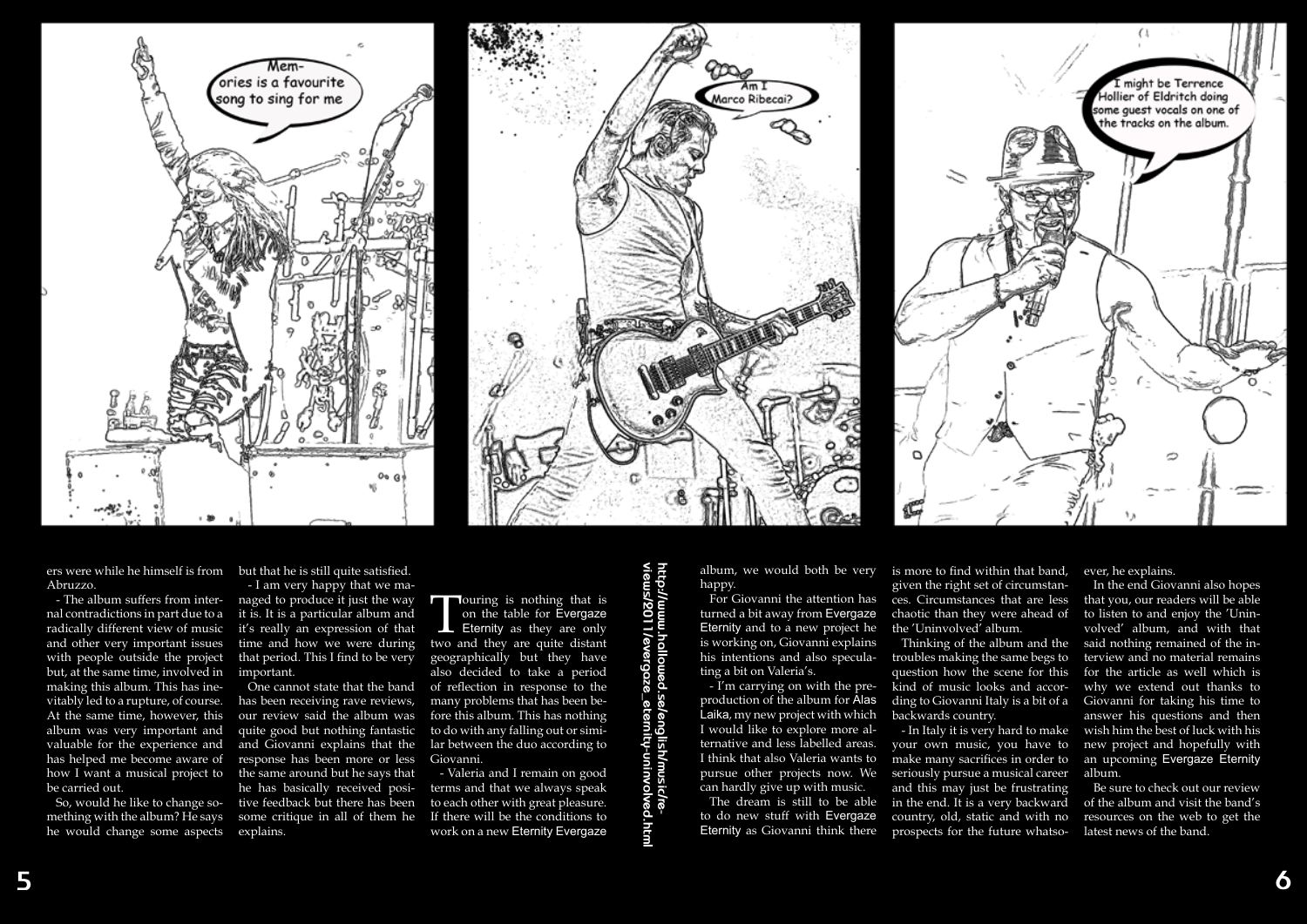ers were while he himself is from Abruzzo.

- The album suffers from internal contradictions in part due to a radically different view of music and other very important issues with people outside the project but, at the same time, involved in making this album. This has inevitably led to a rupture, of course. At the same time, however, this album was very important and valuable for the experience and has helped me become aware of how I want a musical project to be carried out.

So, would he like to change something with the album? He says he would change some aspects but that he is still quite satisfied.

- I am very happy that we managed to produce it just the way it is. It is a particular album and it's really an expression of that time and how we were during that period. This I find to be very important.

One cannot state that the band has been receiving rave reviews, our review said the album was quite good but nothing fantastic and Giovanni explains that the response has been more or less the same around but he says that he has basically received positive feedback but there has been some critique in all of them he explains.

Touring is nothing that is on the table for Evergaze Eternity as they are only two and they are quite distant geographically but they have also decided to take a period of reflection in response to the many problems that has been before this album. This has nothing to do with any falling out or similar between the duo according to Giovanni.

- Valeria and I remain on good terms and that we always speak to each other with great pleasure. If there will be the conditions to work on a new Eternity Evergaze album, we would both be very happy.

For Giovanni the attention has turned a bit away from Evergaze Eternity and to a new project he is working on, Giovanni explains his intentions and also speculating a bit on Valeria's.

- I'm carrying on with the pre-production of the album for Alas Laika, my new project with which I would like to explore more alternative and less labelled areas. I think that also Valeria wants to pursue other projects now. We can hardly give up with music.

The dream is still to be able to do new stuff with Evergaze Eternity as Giovanni think there is more to find within that band, given the right set of circumstances. Circumstances that are less chaotic than they were ahead of the 'Uninvolved' album.

Thinking of the album and the troubles making the same begs to question how the scene for this kind of music looks and according to Giovanni Italy is a bit of a backwards country.

- In Italy it is very hard to make your own music, you have to make many sacrifices in order to seriously pursue a musical career and this may just be frustrating in the end. It is a very backward country, old, static and with no prospects for the future whatsoever, he explains.

In the end Giovanni also hopes that you, our readers will be able to listen to and enjoy the 'Uninvolved' album, and with that said nothing remained of the interview and no material remains for the article as well which is why we extend out thanks to Giovanni for taking his time to answer his questions and then wish him the best of luck with his new project and hopefully with an upcoming Evergaze Eternity album.

Be sure to check out our review of the album and visit the band's resources on the web to get the latest news of the band.

http://www.hallowed.se/english/music/reviews/2011/evergaze_eternity-uninvolved.html